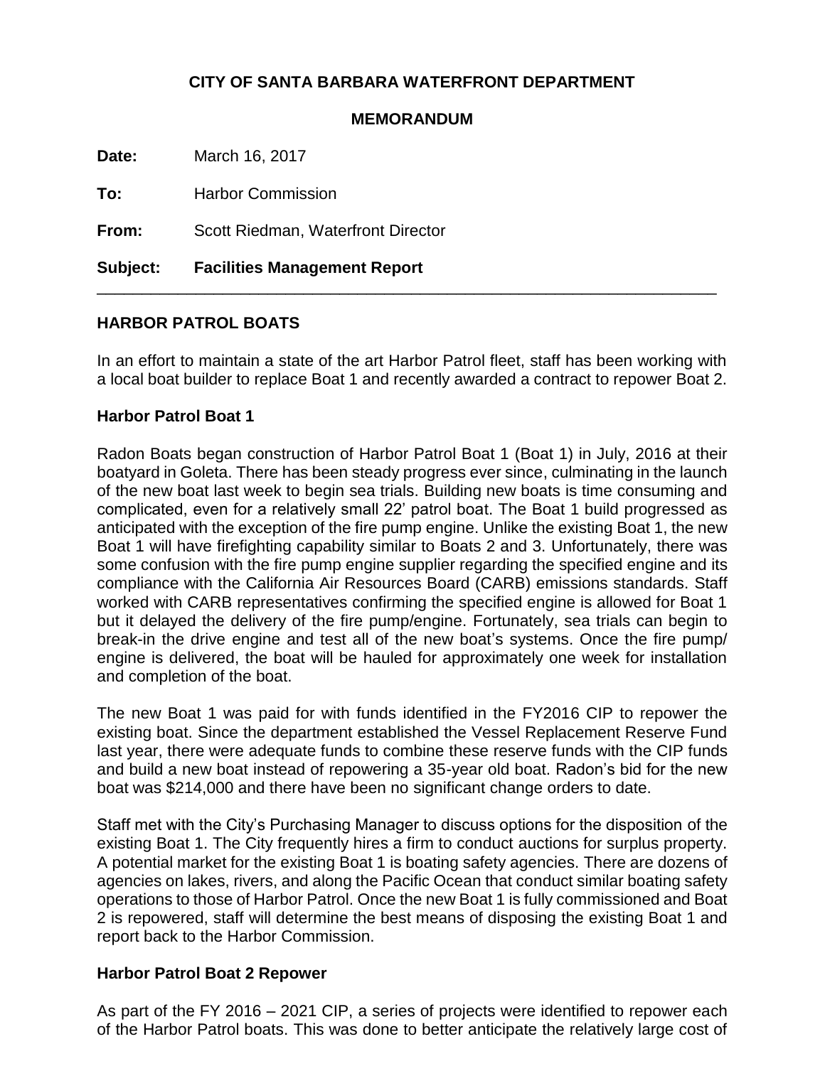**CITY OF SANTA BARBARA WATERFRONT DEPARTMENT**

**MEMORANDUM**

**Date:** March 16, 2017

**To:** Harbor Commission

**From:** Scott Riedman, Waterfront Director

**Subject: Facilities Management Report**

---

## HARBOR PATROL BOATS

In an effort to maintain a state of the art Harbor Patrol fleet, staff has been working with a local boat builder to replace Boat 1 and recently awarded a contract to repower Boat 2.

### Harbor Patrol Boat 1

Radon Boats began construction of Harbor Patrol Boat 1 (Boat 1) in July, 2016 at their boatyard in Goleta. There has been steady progress ever since, culminating in the launch of the new boat last week to begin sea trials. Building new boats is time consuming and complicated, even for a relatively small 22' patrol boat. The Boat 1 build progressed as anticipated with the exception of the fire pump engine. Unlike the existing Boat 1, the new Boat 1 will have firefighting capability similar to Boats 2 and 3. Unfortunately, there was some confusion with the fire pump engine supplier regarding the specified engine and its compliance with the California Air Resources Board (CARB) emissions standards. Staff worked with CARB representatives confirming the specified engine is allowed for Boat 1 but it delayed the delivery of the fire pump/engine. Fortunately, sea trials can begin to break-in the drive engine and test all of the new boat's systems. Once the fire pump/ engine is delivered, the boat will be hauled for approximately one week for installation and completion of the boat.

The new Boat 1 was paid for with funds identified in the FY2016 CIP to repower the existing boat. Since the department established the Vessel Replacement Reserve Fund last year, there were adequate funds to combine these reserve funds with the CIP funds and build a new boat instead of repowering a 35-year old boat. Radon's bid for the new boat was $214,000 and there have been no significant change orders to date.

Staff met with the City's Purchasing Manager to discuss options for the disposition of the existing Boat 1. The City frequently hires a firm to conduct auctions for surplus property. A potential market for the existing Boat 1 is boating safety agencies. There are dozens of agencies on lakes, rivers, and along the Pacific Ocean that conduct similar boating safety operations to those of Harbor Patrol. Once the new Boat 1 is fully commissioned and Boat 2 is repowered, staff will determine the best means of disposing the existing Boat 1 and report back to the Harbor Commission.

### Harbor Patrol Boat 2 Repower

As part of the FY 2016 – 2021 CIP, a series of projects were identified to repower each of the Harbor Patrol boats. This was done to better anticipate the relatively large cost of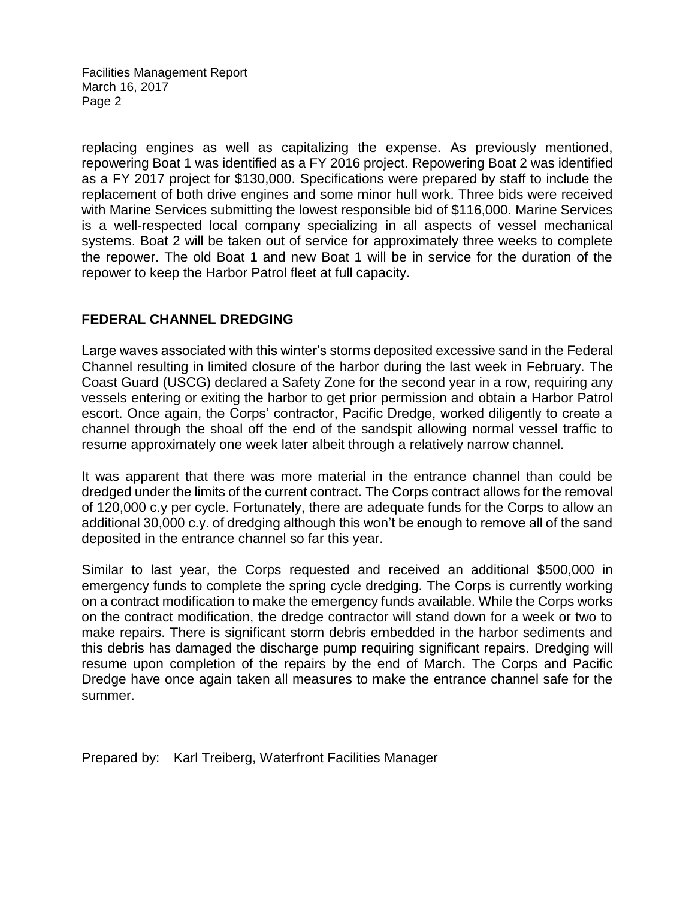replacing engines as well as capitalizing the expense. As previously mentioned, repowering Boat 1 was identified as a FY 2016 project. Repowering Boat 2 was identified as a FY 2017 project for $130,000. Specifications were prepared by staff to include the replacement of both drive engines and some minor hull work. Three bids were received with Marine Services submitting the lowest responsible bid of $116,000. Marine Services is a well-respected local company specializing in all aspects of vessel mechanical systems. Boat 2 will be taken out of service for approximately three weeks to complete the repower. The old Boat 1 and new Boat 1 will be in service for the duration of the repower to keep the Harbor Patrol fleet at full capacity.

## FEDERAL CHANNEL DREDGING

Large waves associated with this winter's storms deposited excessive sand in the Federal Channel resulting in limited closure of the harbor during the last week in February. The Coast Guard (USCG) declared a Safety Zone for the second year in a row, requiring any vessels entering or exiting the harbor to get prior permission and obtain a Harbor Patrol escort. Once again, the Corps' contractor, Pacific Dredge, worked diligently to create a channel through the shoal off the end of the sandspit allowing normal vessel traffic to resume approximately one week later albeit through a relatively narrow channel.

It was apparent that there was more material in the entrance channel than could be dredged under the limits of the current contract. The Corps contract allows for the removal of 120,000 c.y per cycle. Fortunately, there are adequate funds for the Corps to allow an additional 30,000 c.y. of dredging although this won't be enough to remove all of the sand deposited in the entrance channel so far this year.

Similar to last year, the Corps requested and received an additional $500,000 in emergency funds to complete the spring cycle dredging. The Corps is currently working on a contract modification to make the emergency funds available. While the Corps works on the contract modification, the dredge contractor will stand down for a week or two to make repairs. There is significant storm debris embedded in the harbor sediments and this debris has damaged the discharge pump requiring significant repairs. Dredging will resume upon completion of the repairs by the end of March. The Corps and Pacific Dredge have once again taken all measures to make the entrance channel safe for the summer.

Prepared by: Karl Treiberg, Waterfront Facilities Manager